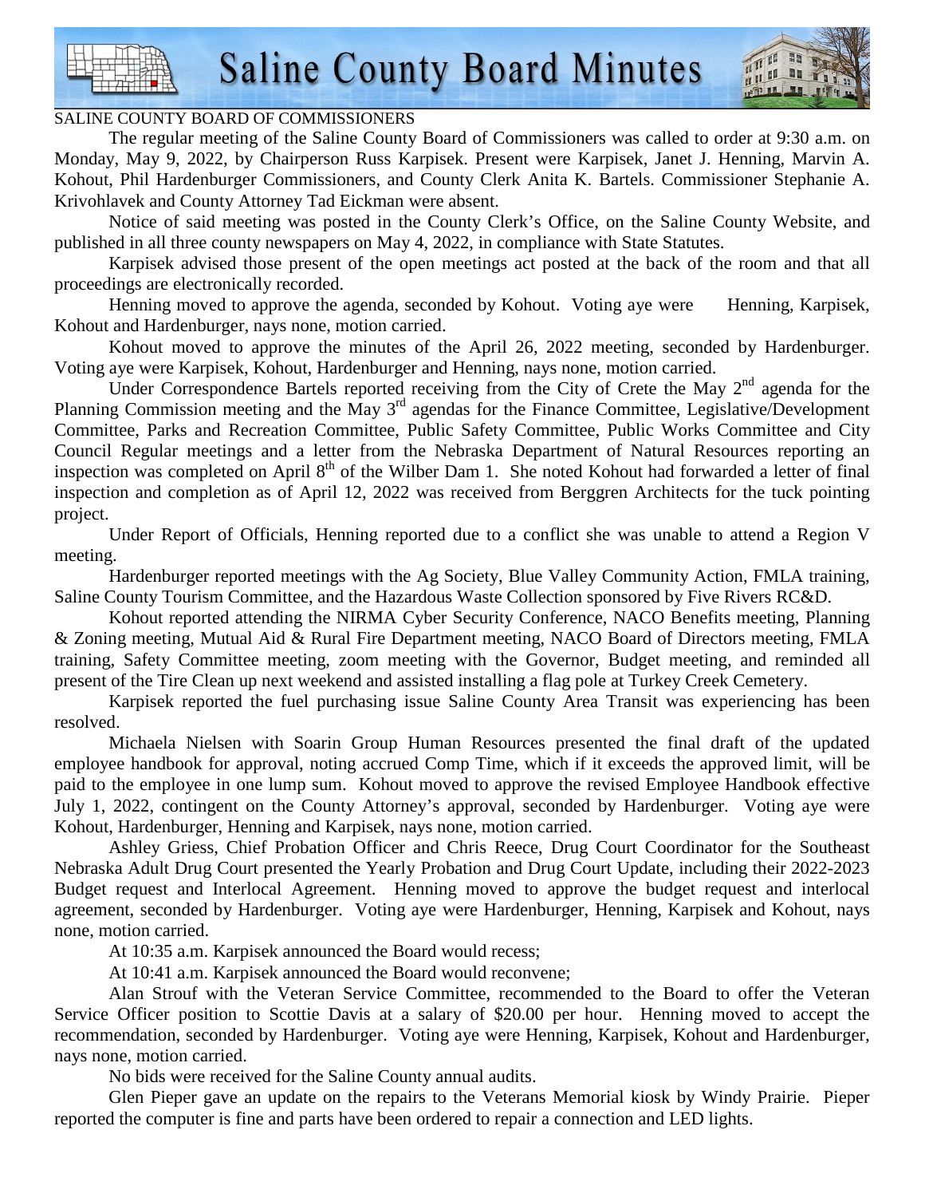# Saline County Board Minutes

SALINE COUNTY BOARD OF COMMISSIONERS

The regular meeting of the Saline County Board of Commissioners was called to order at 9:30 a.m. on Monday, May 9, 2022, by Chairperson Russ Karpisek. Present were Karpisek, Janet J. Henning, Marvin A. Kohout, Phil Hardenburger Commissioners, and County Clerk Anita K. Bartels. Commissioner Stephanie A. Krivohlavek and County Attorney Tad Eickman were absent.

Notice of said meeting was posted in the County Clerk's Office, on the Saline County Website, and published in all three county newspapers on May 4, 2022, in compliance with State Statutes.

Karpisek advised those present of the open meetings act posted at the back of the room and that all proceedings are electronically recorded.

Henning moved to approve the agenda, seconded by Kohout. Voting aye were Henning, Karpisek, Kohout and Hardenburger, nays none, motion carried.

Kohout moved to approve the minutes of the April 26, 2022 meeting, seconded by Hardenburger. Voting aye were Karpisek, Kohout, Hardenburger and Henning, nays none, motion carried.

Under Correspondence Bartels reported receiving from the City of Crete the May 2nd agenda for the Planning Commission meeting and the May 3rd agendas for the Finance Committee, Legislative/Development Committee, Parks and Recreation Committee, Public Safety Committee, Public Works Committee and City Council Regular meetings and a letter from the Nebraska Department of Natural Resources reporting an inspection was completed on April 8th of the Wilber Dam 1. She noted Kohout had forwarded a letter of final inspection and completion as of April 12, 2022 was received from Berggren Architects for the tuck pointing project.

Under Report of Officials, Henning reported due to a conflict she was unable to attend a Region V meeting.

Hardenburger reported meetings with the Ag Society, Blue Valley Community Action, FMLA training, Saline County Tourism Committee, and the Hazardous Waste Collection sponsored by Five Rivers RC&D.

Kohout reported attending the NIRMA Cyber Security Conference, NACO Benefits meeting, Planning & Zoning meeting, Mutual Aid & Rural Fire Department meeting, NACO Board of Directors meeting, FMLA training, Safety Committee meeting, zoom meeting with the Governor, Budget meeting, and reminded all present of the Tire Clean up next weekend and assisted installing a flag pole at Turkey Creek Cemetery.

Karpisek reported the fuel purchasing issue Saline County Area Transit was experiencing has been resolved.

Michaela Nielsen with Soarin Group Human Resources presented the final draft of the updated employee handbook for approval, noting accrued Comp Time, which if it exceeds the approved limit, will be paid to the employee in one lump sum. Kohout moved to approve the revised Employee Handbook effective July 1, 2022, contingent on the County Attorney's approval, seconded by Hardenburger. Voting aye were Kohout, Hardenburger, Henning and Karpisek, nays none, motion carried.

Ashley Griess, Chief Probation Officer and Chris Reece, Drug Court Coordinator for the Southeast Nebraska Adult Drug Court presented the Yearly Probation and Drug Court Update, including their 2022-2023 Budget request and Interlocal Agreement. Henning moved to approve the budget request and interlocal agreement, seconded by Hardenburger. Voting aye were Hardenburger, Henning, Karpisek and Kohout, nays none, motion carried.

At 10:35 a.m. Karpisek announced the Board would recess;

At 10:41 a.m. Karpisek announced the Board would reconvene;

Alan Strouf with the Veteran Service Committee, recommended to the Board to offer the Veteran Service Officer position to Scottie Davis at a salary of $20.00 per hour. Henning moved to accept the recommendation, seconded by Hardenburger. Voting aye were Henning, Karpisek, Kohout and Hardenburger, nays none, motion carried.

No bids were received for the Saline County annual audits.

Glen Pieper gave an update on the repairs to the Veterans Memorial kiosk by Windy Prairie. Pieper reported the computer is fine and parts have been ordered to repair a connection and LED lights.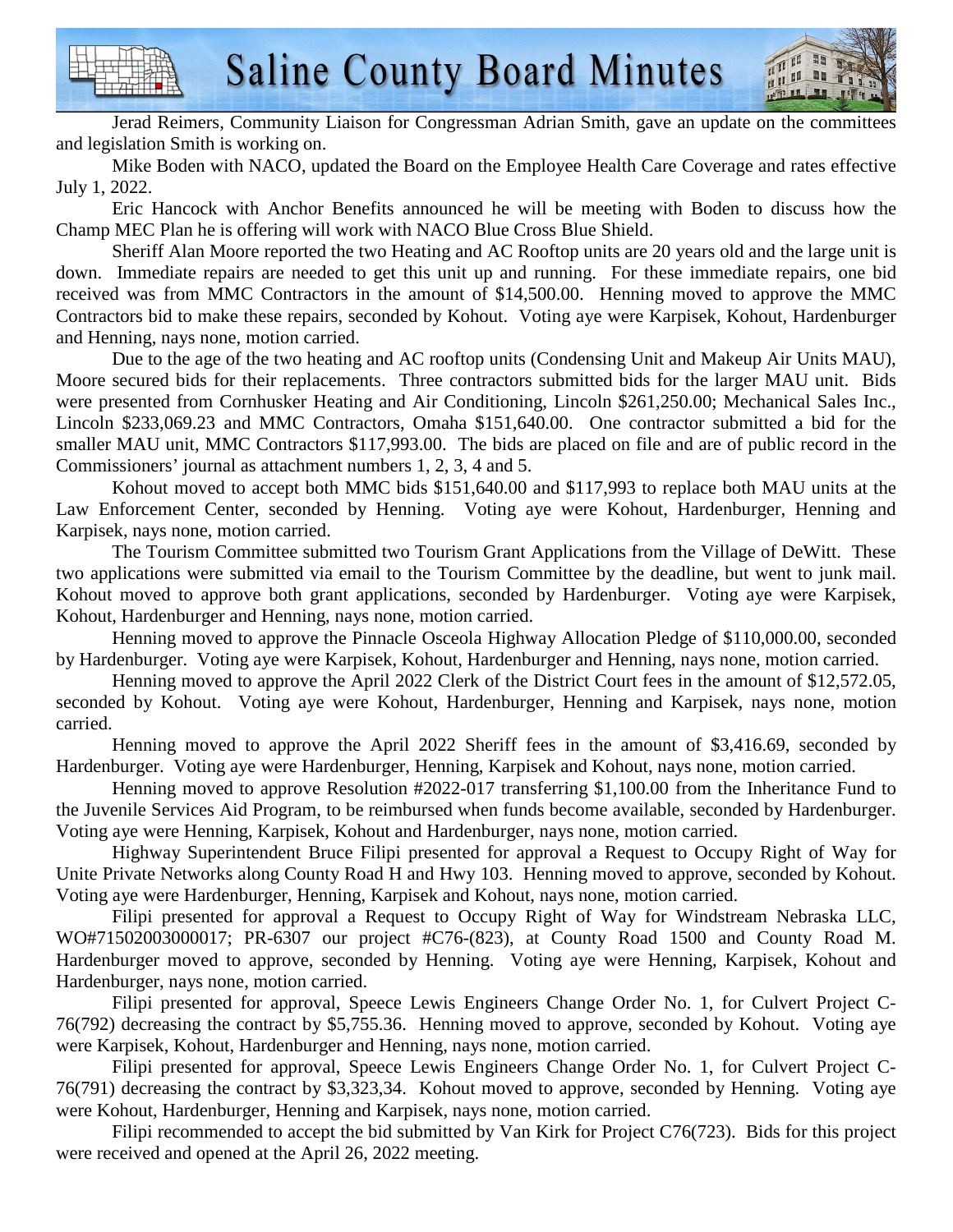Jerad Reimers, Community Liaison for Congressman Adrian Smith, gave an update on the committees and legislation Smith is working on.

Mike Boden with NACO, updated the Board on the Employee Health Care Coverage and rates effective July 1, 2022.

Eric Hancock with Anchor Benefits announced he will be meeting with Boden to discuss how the Champ MEC Plan he is offering will work with NACO Blue Cross Blue Shield.

Sheriff Alan Moore reported the two Heating and AC Rooftop units are 20 years old and the large unit is down. Immediate repairs are needed to get this unit up and running. For these immediate repairs, one bid received was from MMC Contractors in the amount of $14,500.00. Henning moved to approve the MMC Contractors bid to make these repairs, seconded by Kohout. Voting aye were Karpisek, Kohout, Hardenburger and Henning, nays none, motion carried.

Due to the age of the two heating and AC rooftop units (Condensing Unit and Makeup Air Units MAU), Moore secured bids for their replacements. Three contractors submitted bids for the larger MAU unit. Bids were presented from Cornhusker Heating and Air Conditioning, Lincoln $261,250.00; Mechanical Sales Inc., Lincoln $233,069.23 and MMC Contractors, Omaha $151,640.00. One contractor submitted a bid for the smaller MAU unit, MMC Contractors $117,993.00. The bids are placed on file and are of public record in the Commissioners' journal as attachment numbers 1, 2, 3, 4 and 5.

Kohout moved to accept both MMC bids $151,640.00 and $117,993 to replace both MAU units at the Law Enforcement Center, seconded by Henning. Voting aye were Kohout, Hardenburger, Henning and Karpisek, nays none, motion carried.

The Tourism Committee submitted two Tourism Grant Applications from the Village of DeWitt. These two applications were submitted via email to the Tourism Committee by the deadline, but went to junk mail. Kohout moved to approve both grant applications, seconded by Hardenburger. Voting aye were Karpisek, Kohout, Hardenburger and Henning, nays none, motion carried.

Henning moved to approve the Pinnacle Osceola Highway Allocation Pledge of $110,000.00, seconded by Hardenburger. Voting aye were Karpisek, Kohout, Hardenburger and Henning, nays none, motion carried.

Henning moved to approve the April 2022 Clerk of the District Court fees in the amount of $12,572.05, seconded by Kohout. Voting aye were Kohout, Hardenburger, Henning and Karpisek, nays none, motion carried.

Henning moved to approve the April 2022 Sheriff fees in the amount of $3,416.69, seconded by Hardenburger. Voting aye were Hardenburger, Henning, Karpisek and Kohout, nays none, motion carried.

Henning moved to approve Resolution #2022-017 transferring $1,100.00 from the Inheritance Fund to the Juvenile Services Aid Program, to be reimbursed when funds become available, seconded by Hardenburger. Voting aye were Henning, Karpisek, Kohout and Hardenburger, nays none, motion carried.

Highway Superintendent Bruce Filipi presented for approval a Request to Occupy Right of Way for Unite Private Networks along County Road H and Hwy 103. Henning moved to approve, seconded by Kohout. Voting aye were Hardenburger, Henning, Karpisek and Kohout, nays none, motion carried.

Filipi presented for approval a Request to Occupy Right of Way for Windstream Nebraska LLC, WO#71502003000017; PR-6307 our project #C76-(823), at County Road 1500 and County Road M. Hardenburger moved to approve, seconded by Henning. Voting aye were Henning, Karpisek, Kohout and Hardenburger, nays none, motion carried.

Filipi presented for approval, Speece Lewis Engineers Change Order No. 1, for Culvert Project C-76(792) decreasing the contract by $5,755.36. Henning moved to approve, seconded by Kohout. Voting aye were Karpisek, Kohout, Hardenburger and Henning, nays none, motion carried.

Filipi presented for approval, Speece Lewis Engineers Change Order No. 1, for Culvert Project C-76(791) decreasing the contract by $3,323,34. Kohout moved to approve, seconded by Henning. Voting aye were Kohout, Hardenburger, Henning and Karpisek, nays none, motion carried.

Filipi recommended to accept the bid submitted by Van Kirk for Project C76(723). Bids for this project were received and opened at the April 26, 2022 meeting.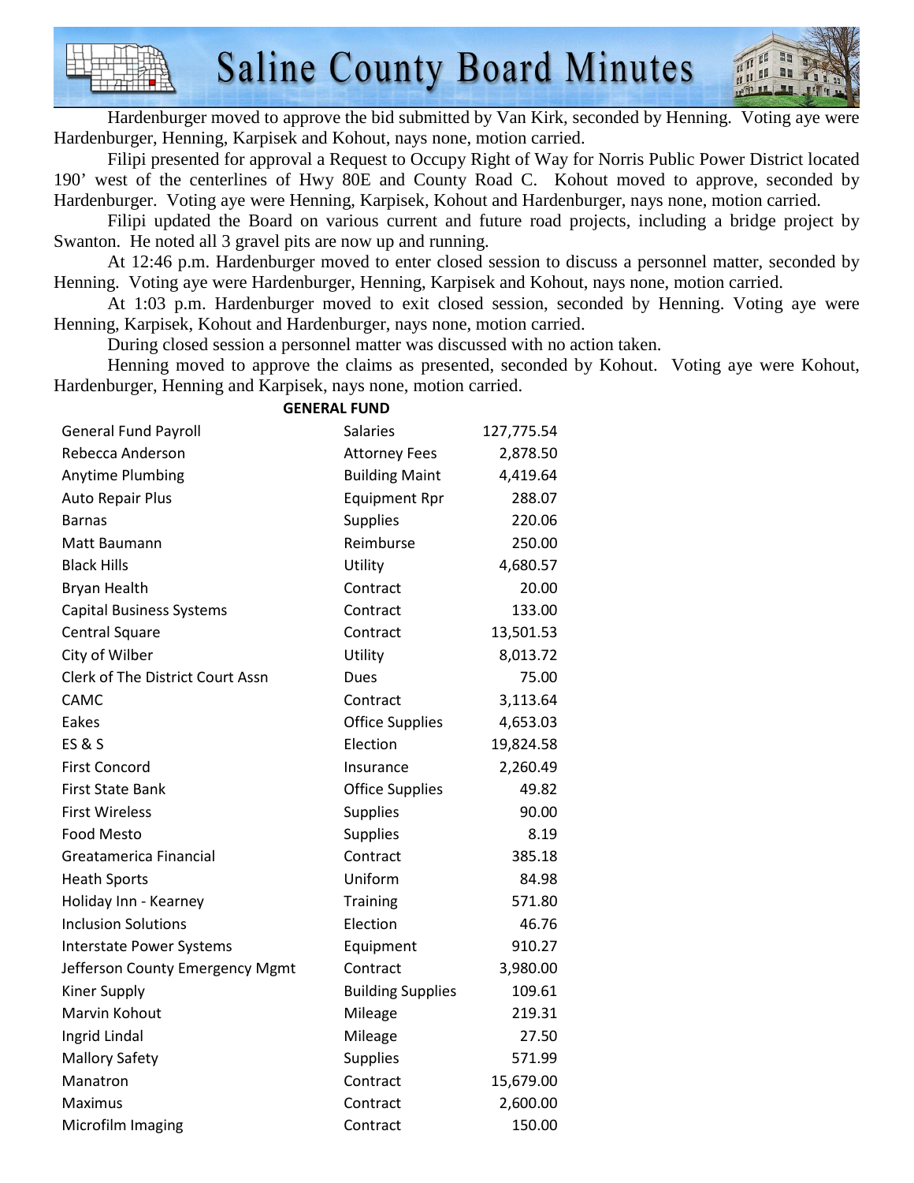Hardenburger moved to approve the bid submitted by Van Kirk, seconded by Henning. Voting aye were Hardenburger, Henning, Karpisek and Kohout, nays none, motion carried.

Filipi presented for approval a Request to Occupy Right of Way for Norris Public Power District located 190' west of the centerlines of Hwy 80E and County Road C. Kohout moved to approve, seconded by Hardenburger. Voting aye were Henning, Karpisek, Kohout and Hardenburger, nays none, motion carried.

Filipi updated the Board on various current and future road projects, including a bridge project by Swanton. He noted all 3 gravel pits are now up and running.

At 12:46 p.m. Hardenburger moved to enter closed session to discuss a personnel matter, seconded by Henning. Voting aye were Hardenburger, Henning, Karpisek and Kohout, nays none, motion carried.

At 1:03 p.m. Hardenburger moved to exit closed session, seconded by Henning. Voting aye were Henning, Karpisek, Kohout and Hardenburger, nays none, motion carried.

During closed session a personnel matter was discussed with no action taken.

Henning moved to approve the claims as presented, seconded by Kohout. Voting aye were Kohout, Hardenburger, Henning and Karpisek, nays none, motion carried.

**GENERAL FUND**

| | | |
|---|---|---|
| General Fund Payroll | Salaries | 127,775.54 |
| Rebecca Anderson | Attorney Fees | 2,878.50 |
| Anytime Plumbing | Building Maint | 4,419.64 |
| Auto Repair Plus | Equipment Rpr | 288.07 |
| Barnas | Supplies | 220.06 |
| Matt Baumann | Reimburse | 250.00 |
| Black Hills | Utility | 4,680.57 |
| Bryan Health | Contract | 20.00 |
| Capital Business Systems | Contract | 133.00 |
| Central Square | Contract | 13,501.53 |
| City of Wilber | Utility | 8,013.72 |
| Clerk of The District Court Assn | Dues | 75.00 |
| CAMC | Contract | 3,113.64 |
| Eakes | Office Supplies | 4,653.03 |
| ES & S | Election | 19,824.58 |
| First Concord | Insurance | 2,260.49 |
| First State Bank | Office Supplies | 49.82 |
| First Wireless | Supplies | 90.00 |
| Food Mesto | Supplies | 8.19 |
| Greatamerica Financial | Contract | 385.18 |
| Heath Sports | Uniform | 84.98 |
| Holiday Inn - Kearney | Training | 571.80 |
| Inclusion Solutions | Election | 46.76 |
| Interstate Power Systems | Equipment | 910.27 |
| Jefferson County Emergency Mgmt | Contract | 3,980.00 |
| Kiner Supply | Building Supplies | 109.61 |
| Marvin Kohout | Mileage | 219.31 |
| Ingrid Lindal | Mileage | 27.50 |
| Mallory Safety | Supplies | 571.99 |
| Manatron | Contract | 15,679.00 |
| Maximus | Contract | 2,600.00 |
| Microfilm Imaging | Contract | 150.00 |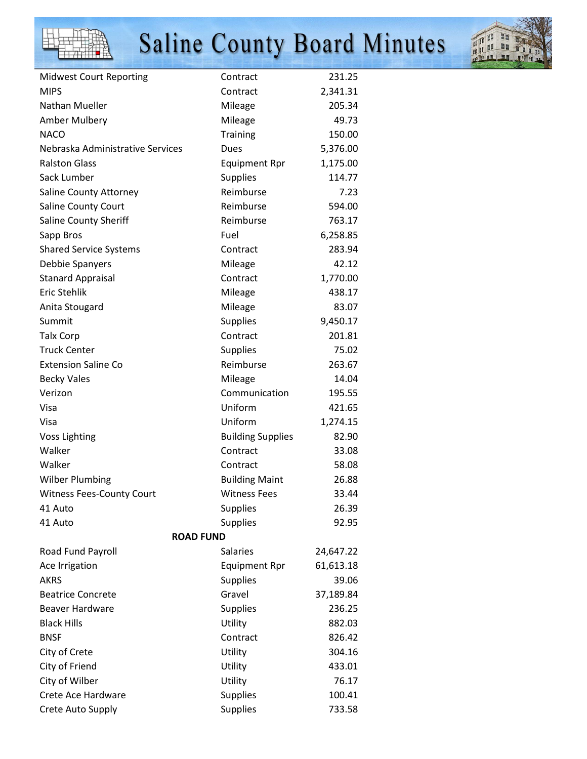| | | |
|---|---|---|
| Midwest Court Reporting | Contract | 231.25 |
| MIPS | Contract | 2,341.31 |
| Nathan Mueller | Mileage | 205.34 |
| Amber Mulbery | Mileage | 49.73 |
| NACO | Training | 150.00 |
| Nebraska Administrative Services | Dues | 5,376.00 |
| Ralston Glass | Equipment Rpr | 1,175.00 |
| Sack Lumber | Supplies | 114.77 |
| Saline County Attorney | Reimburse | 7.23 |
| Saline County Court | Reimburse | 594.00 |
| Saline County Sheriff | Reimburse | 763.17 |
| Sapp Bros | Fuel | 6,258.85 |
| Shared Service Systems | Contract | 283.94 |
| Debbie Spanyers | Mileage | 42.12 |
| Stanard Appraisal | Contract | 1,770.00 |
| Eric Stehlik | Mileage | 438.17 |
| Anita Stougard | Mileage | 83.07 |
| Summit | Supplies | 9,450.17 |
| Talx Corp | Contract | 201.81 |
| Truck Center | Supplies | 75.02 |
| Extension Saline Co | Reimburse | 263.67 |
| Becky Vales | Mileage | 14.04 |
| Verizon | Communication | 195.55 |
| Visa | Uniform | 421.65 |
| Visa | Uniform | 1,274.15 |
| Voss Lighting | Building Supplies | 82.90 |
| Walker | Contract | 33.08 |
| Walker | Contract | 58.08 |
| Wilber Plumbing | Building Maint | 26.88 |
| Witness Fees-County Court | Witness Fees | 33.44 |
| 41 Auto | Supplies | 26.39 |
| 41 Auto | Supplies | 92.95 |
| | **ROAD FUND** | |
| Road Fund Payroll | Salaries | 24,647.22 |
| Ace Irrigation | Equipment Rpr | 61,613.18 |
| AKRS | Supplies | 39.06 |
| Beatrice Concrete | Gravel | 37,189.84 |
| Beaver Hardware | Supplies | 236.25 |
| Black Hills | Utility | 882.03 |
| BNSF | Contract | 826.42 |
| City of Crete | Utility | 304.16 |
| City of Friend | Utility | 433.01 |
| City of Wilber | Utility | 76.17 |
| Crete Ace Hardware | Supplies | 100.41 |
| Crete Auto Supply | Supplies | 733.58 |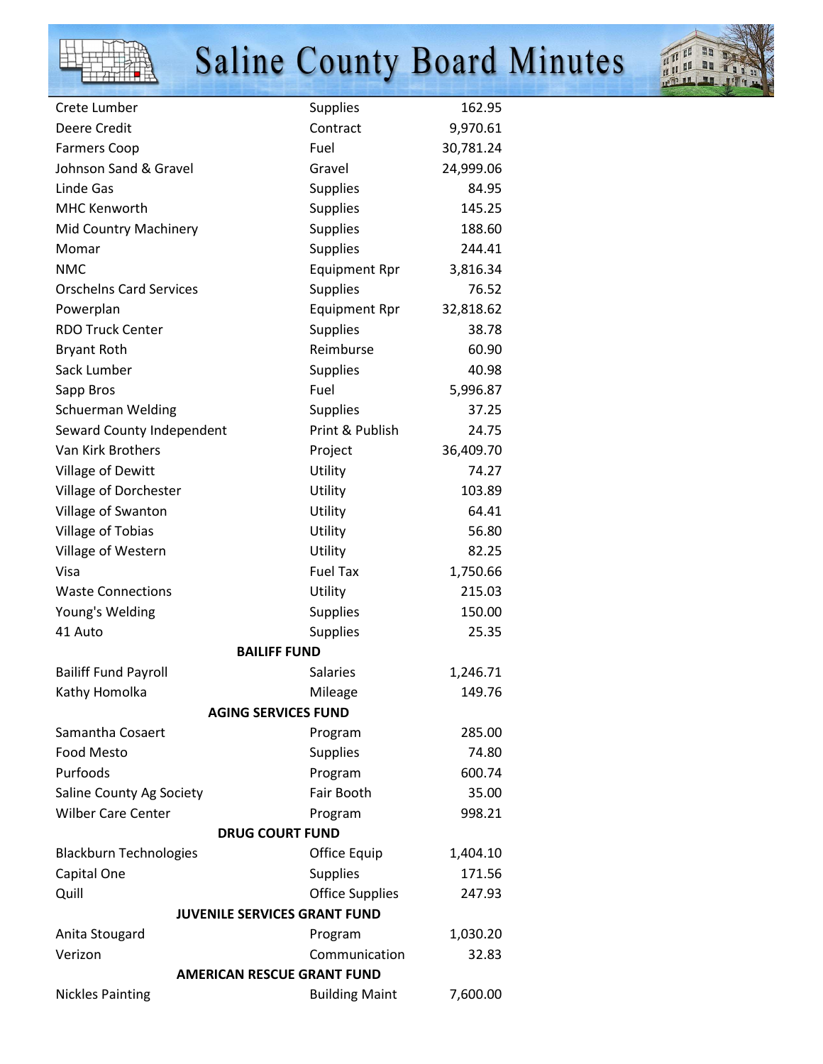| | | |
|---|---|---|
| Crete Lumber | Supplies | 162.95 |
| Deere Credit | Contract | 9,970.61 |
| Farmers Coop | Fuel | 30,781.24 |
| Johnson Sand & Gravel | Gravel | 24,999.06 |
| Linde Gas | Supplies | 84.95 |
| MHC Kenworth | Supplies | 145.25 |
| Mid Country Machinery | Supplies | 188.60 |
| Momar | Supplies | 244.41 |
| NMC | Equipment Rpr | 3,816.34 |
| Orschelns Card Services | Supplies | 76.52 |
| Powerplan | Equipment Rpr | 32,818.62 |
| RDO Truck Center | Supplies | 38.78 |
| Bryant Roth | Reimburse | 60.90 |
| Sack Lumber | Supplies | 40.98 |
| Sapp Bros | Fuel | 5,996.87 |
| Schuerman Welding | Supplies | 37.25 |
| Seward County Independent | Print & Publish | 24.75 |
| Van Kirk Brothers | Project | 36,409.70 |
| Village of Dewitt | Utility | 74.27 |
| Village of Dorchester | Utility | 103.89 |
| Village of Swanton | Utility | 64.41 |
| Village of Tobias | Utility | 56.80 |
| Village of Western | Utility | 82.25 |
| Visa | Fuel Tax | 1,750.66 |
| Waste Connections | Utility | 215.03 |
| Young's Welding | Supplies | 150.00 |
| 41 Auto | Supplies | 25.35 |
| **BAILIFF FUND** | | |
| Bailiff Fund Payroll | Salaries | 1,246.71 |
| Kathy Homolka | Mileage | 149.76 |
| **AGING SERVICES FUND** | | |
| Samantha Cosaert | Program | 285.00 |
| Food Mesto | Supplies | 74.80 |
| Purfoods | Program | 600.74 |
| Saline County Ag Society | Fair Booth | 35.00 |
| Wilber Care Center | Program | 998.21 |
| **DRUG COURT FUND** | | |
| Blackburn Technologies | Office Equip | 1,404.10 |
| Capital One | Supplies | 171.56 |
| Quill | Office Supplies | 247.93 |
| **JUVENILE SERVICES GRANT FUND** | | |
| Anita Stougard | Program | 1,030.20 |
| Verizon | Communication | 32.83 |
| **AMERICAN RESCUE GRANT FUND** | | |
| Nickles Painting | Building Maint | 7,600.00 |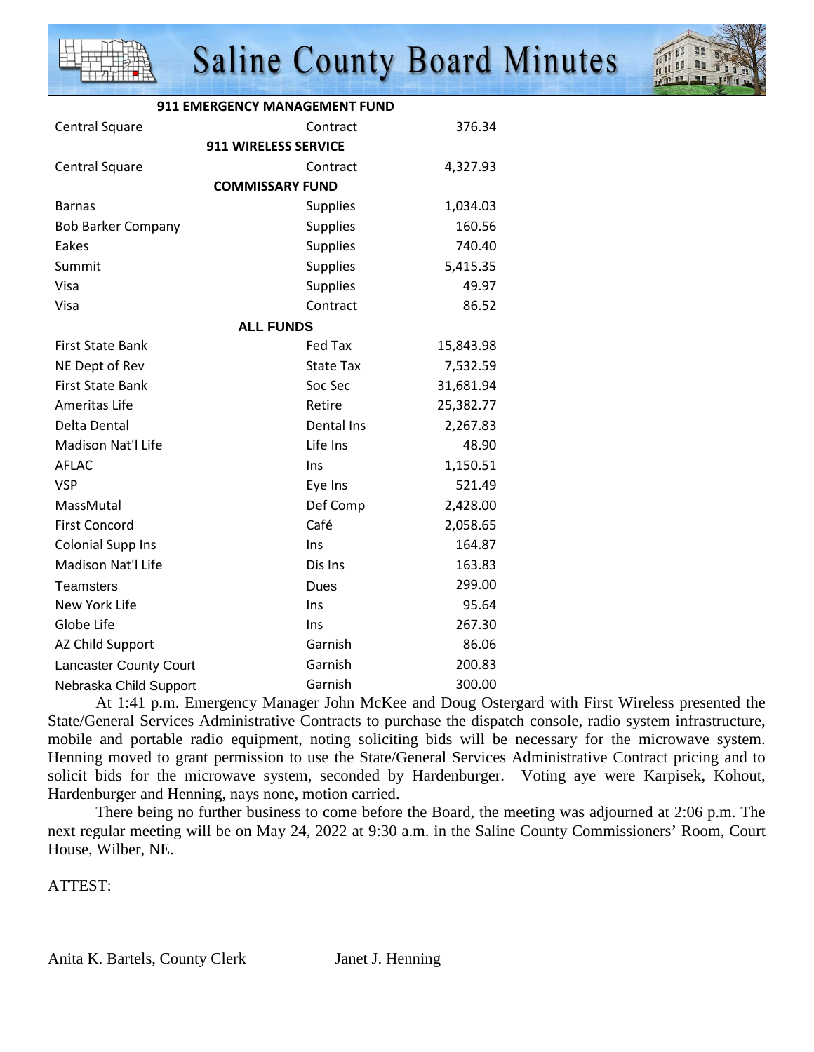| 911 EMERGENCY MANAGEMENT FUND | | |
|---|---|---|
| Central Square | Contract | 376.34 |
| **911 WIRELESS SERVICE** | | |
| Central Square | Contract | 4,327.93 |
| **COMMISSARY FUND** | | |
| Barnas | Supplies | 1,034.03 |
| Bob Barker Company | Supplies | 160.56 |
| Eakes | Supplies | 740.40 |
| Summit | Supplies | 5,415.35 |
| Visa | Supplies | 49.97 |
| Visa | Contract | 86.52 |
| **ALL FUNDS** | | |
| First State Bank | Fed Tax | 15,843.98 |
| NE Dept of Rev | State Tax | 7,532.59 |
| First State Bank | Soc Sec | 31,681.94 |
| Ameritas Life | Retire | 25,382.77 |
| Delta Dental | Dental Ins | 2,267.83 |
| Madison Nat'l Life | Life Ins | 48.90 |
| AFLAC | Ins | 1,150.51 |
| VSP | Eye Ins | 521.49 |
| MassMutal | Def Comp | 2,428.00 |
| First Concord | Café | 2,058.65 |
| Colonial Supp Ins | Ins | 164.87 |
| Madison Nat'l Life | Dis Ins | 163.83 |
| Teamsters | Dues | 299.00 |
| New York Life | Ins | 95.64 |
| Globe Life | Ins | 267.30 |
| AZ Child Support | Garnish | 86.06 |
| Lancaster County Court | Garnish | 200.83 |
| Nebraska Child Support | Garnish | 300.00 |

At 1:41 p.m. Emergency Manager John McKee and Doug Ostergard with First Wireless presented the State/General Services Administrative Contracts to purchase the dispatch console, radio system infrastructure, mobile and portable radio equipment, noting soliciting bids will be necessary for the microwave system. Henning moved to grant permission to use the State/General Services Administrative Contract pricing and to solicit bids for the microwave system, seconded by Hardenburger. Voting aye were Karpisek, Kohout, Hardenburger and Henning, nays none, motion carried.

There being no further business to come before the Board, the meeting was adjourned at 2:06 p.m. The next regular meeting will be on May 24, 2022 at 9:30 a.m. in the Saline County Commissioners' Room, Court House, Wilber, NE.

ATTEST:

Anita K. Bartels, County Clerk                Janet J. Henning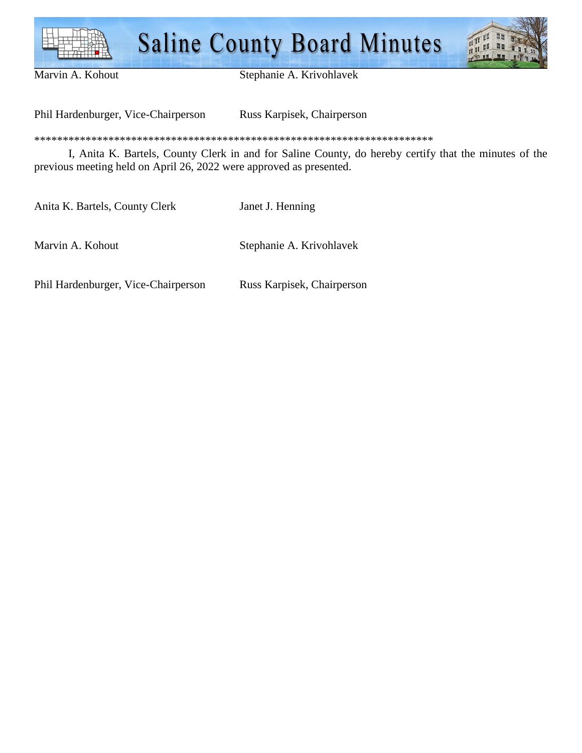Marvin A. Kohout — Stephanie A. Krivohlavek

Phil Hardenburger, Vice-Chairperson — Russ Karpisek, Chairperson

************************************************************************

I, Anita K. Bartels, County Clerk in and for Saline County, do hereby certify that the minutes of the previous meeting held on April 26, 2022 were approved as presented.

Anita K. Bartels, County Clerk — Janet J. Henning

Marvin A. Kohout — Stephanie A. Krivohlavek

Phil Hardenburger, Vice-Chairperson — Russ Karpisek, Chairperson